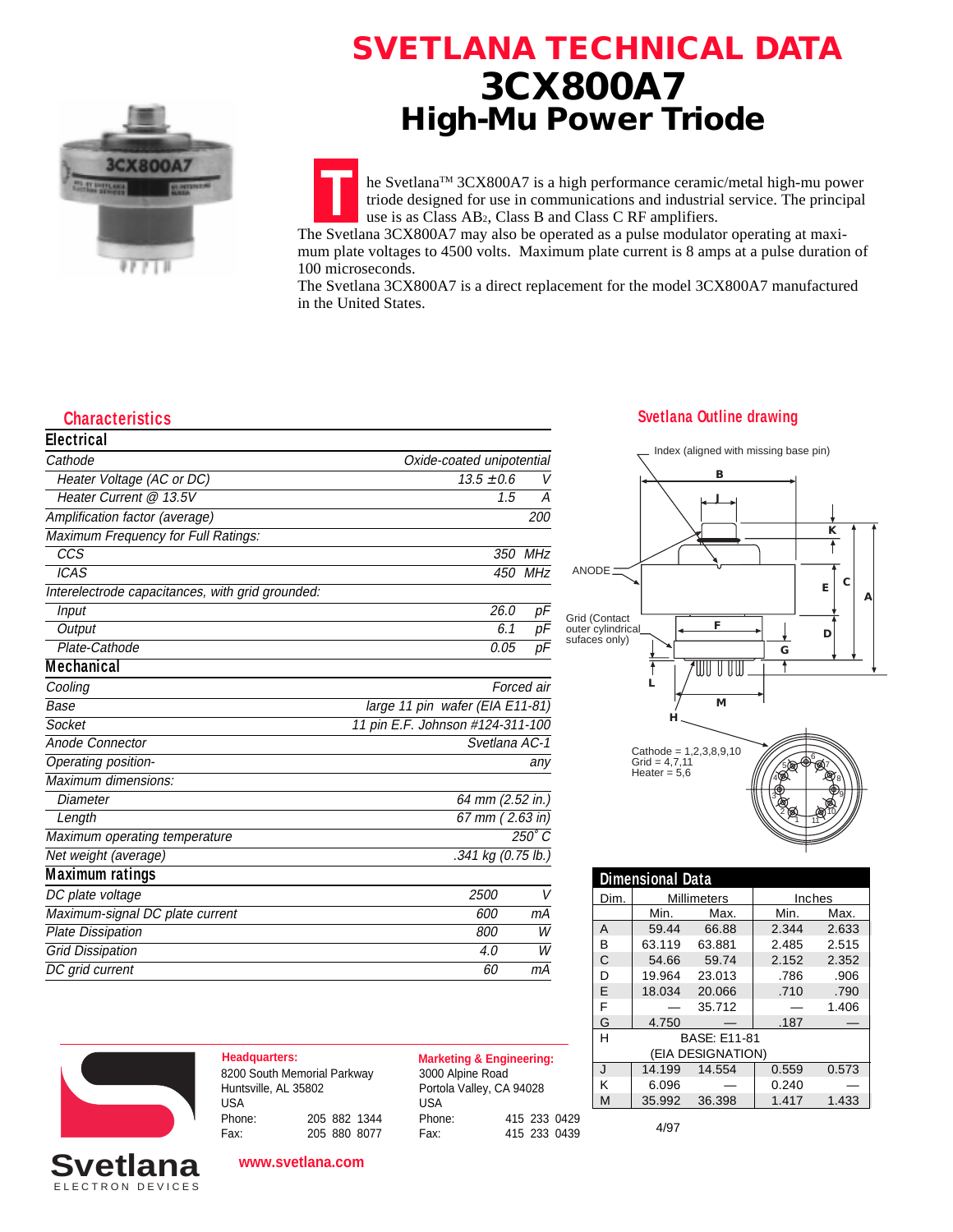# SVETLANA TECHNICAL DATA

# 3CX800A7

## High-Mu Power Triode

The Svetlana™ 3CX800A7 is a high performance ceramic/metal high-mu power triode designed for use in communications and industrial service. The principal use is as Class $AB_2$, Class B and Class C RF amplifiers.

The Svetlana 3CX800A7 may also be operated as a pulse modulator operating at maximum plate voltages to 4500 volts. Maximum plate current is 8 amps at a pulse duration of 100 microseconds.

The Svetlana 3CX800A7 is a direct replacement for the model 3CX800A7 manufactured in the United States.

## Characteristics

### Electrical

| Parameter | Value | Unit |
|---|---|---|
| Cathode | Oxide-coated unipotential | |
| Heater Voltage (AC or DC) | 13.5 ±0.6 | V |
| Heater Current @ 13.5V | 1.5 | A |
| Amplification factor (average) | 200 | |
| Maximum Frequency for Full Ratings: | | |
| CCS | 350 | MHz |
| ICAS | 450 | MHz |
| Interelectrode capacitances, with grid grounded: | | |
| Input | 26.0 | pF |
| Output | 6.1 | pF |
| Plate-Cathode | 0.05 | pF |

### Mechanical

| Parameter | Value |
|---|---|
| Cooling | Forced air |
| Base | large 11 pin wafer (EIA E11-81) |
| Socket | 11 pin E.F. Johnson #124-311-100 |
| Anode Connector | Svetlana AC-1 |
| Operating position- | any |
| Maximum dimensions: | |
| Diameter | 64 mm (2.52 in.) |
| Length | 67 mm ( 2.63 in) |
| Maximum operating temperature | 250° C |
| Net weight (average) | .341 kg (0.75 lb.) |

### Maximum ratings

| Parameter | Value | Unit |
|---|---|---|
| DC plate voltage | 2500 | V |
| Maximum-signal DC plate current | 600 | mA |
| Plate Dissipation | 800 | W |
| Grid Dissipation | 4.0 | W |
| DC grid current | 60 | mA |

## Svetlana Outline drawing

Index (aligned with missing base pin)

ANODE

Grid (Contact outer cylindrical sufaces only)

Cathode = 1,2,3,8,9,10
Grid = 4,7,11
Heater = 5,6

## Dimensional Data

| Dim. | Millimeters | | Inches | |
|---|---|---|---|---|
| | Min. | Max. | Min. | Max. |
| A | 59.44 | 66.88 | 2.344 | 2.633 |
| B | 63.119 | 63.881 | 2.485 | 2.515 |
| C | 54.66 | 59.74 | 2.152 | 2.352 |
| D | 19.964 | 23.013 | .786 | .906 |
| E | 18.034 | 20.066 | .710 | .790 |
| F | — | 35.712 | — | 1.406 |
| G | 4.750 | — | .187 | — |
| H | BASE: E11-81 (EIA DESIGNATION) | | | |
| J | 14.199 | 14.554 | 0.559 | 0.573 |
| K | 6.096 | — | 0.240 | — |
| M | 35.992 | 36.398 | 1.417 | 1.433 |

**Headquarters:**
8200 South Memorial Parkway
Huntsville, AL 35802
USA
Phone: 205 882 1344
Fax: 205 880 8077

**Marketing & Engineering:**
3000 Alpine Road
Portola Valley, CA 94028
USA
Phone: 415 233 0429
Fax: 415 233 0439

4/97

Svetlana ELECTRON DEVICES

www.svetlana.com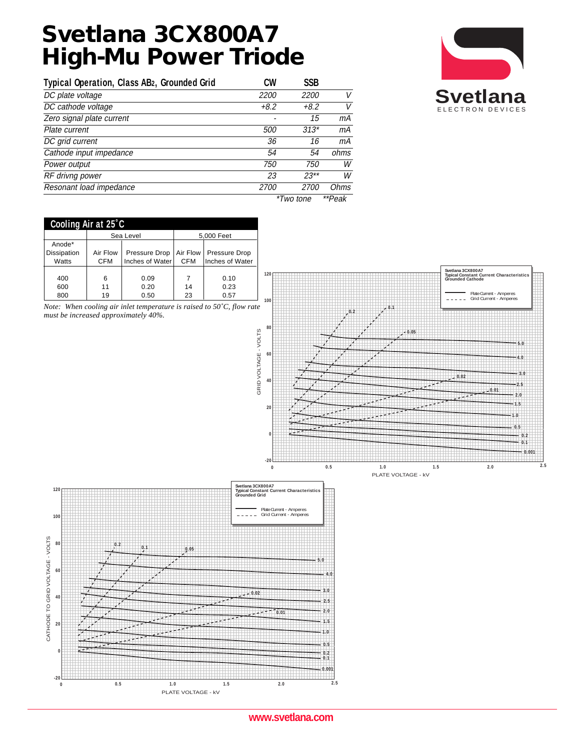# Svetlana 3CX800A7 High-Mu Power Triode

| Typical Operation, Class AB2, Grounded Grid | CW | SSB | |
|---|---|---|---|
| DC plate voltage | 2200 | 2200 | V |
| DC cathode voltage | +8.2 | +8.2 | V |
| Zero signal plate current | - | 15 | mA |
| Plate current | 500 | 313* | mA |
| DC grid current | 36 | 16 | mA |
| Cathode input impedance | 54 | 54 | ohms |
| Power output | 750 | 750 | W |
| RF drivng power | 23 | 23** | W |
| Resonant load impedance | 2700 | 2700 | Ohms |

*Two tone **Peak

Svetlana ELECTRON DEVICES

## Cooling Air at 25˚C

| | Sea Level | | 5,000 Feet | |
|---|---|---|---|---|
| Anode* Dissipation Watts | Air Flow CFM | Pressure Drop Inches of Water | Air Flow CFM | Pressure Drop Inches of Water |
| 400 | 6 | 0.09 | 7 | 0.10 |
| 600 | 11 | 0.20 | 14 | 0.23 |
| 800 | 19 | 0.50 | 23 | 0.57 |

*Note: When cooling air inlet temperature is raised to 50˚C, flow rate must be increased approximately 40%.*

Svetlana 3CX800A7
Typical Constant Current Characteristics
Grounded Cathode

Plate Current - Amperes
Grid Current - Amperes

GRID VOLTAGE - VOLTS
120 100 80 60 40 20 0 -20
PLATE VOLTAGE - kV
0 0.5 1.0 1.5 2.0 2.5
5.0 4.0 3.0 2.5 2.0 1.5 1.0 0.5 0.2 0.1 0.001
0.2 0.1 0.05 0.02 0.01

Svetlana 3CX800A7
Typical Constant Current Characteristics
Grounded Grid

Plate Current - Amperes
Grid Current - Amperes

CATHODE TO GRID VOLTAGE - VOLTS
120 100 80 60 40 20 0 -20
PLATE VOLTAGE - kV
0 0.5 1.0 1.5 2.0 2.5
5.0 4.0 3.0 2.5 2.0 1.5 1.0 0.5 0.2 0.1 0.001
0.2 0.1 0.05 0.02 0.01

www.svetlana.com